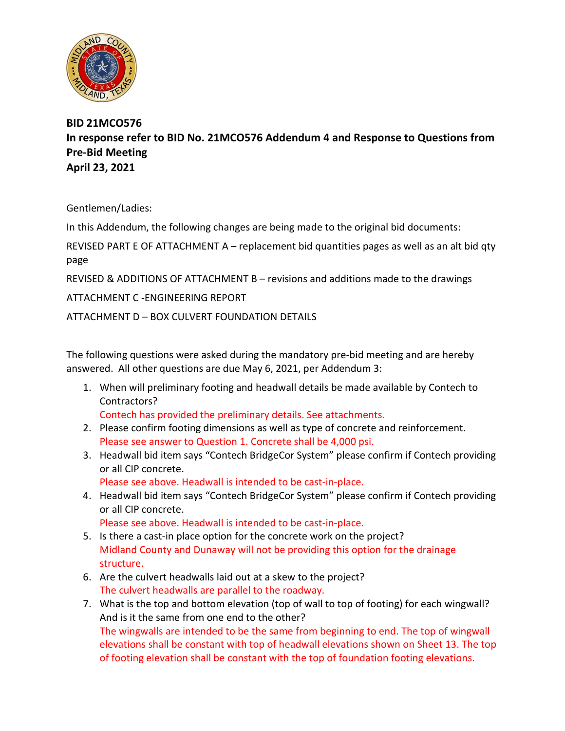**BID 21MCO576**
**In response refer to BID No. 21MCO576 Addendum 4 and Response to Questions from Pre-Bid Meeting**
**April 23, 2021**

Gentlemen/Ladies:

In this Addendum, the following changes are being made to the original bid documents:

REVISED PART E OF ATTACHMENT A – replacement bid quantities pages as well as an alt bid qty page

REVISED & ADDITIONS OF ATTACHMENT B – revisions and additions made to the drawings

ATTACHMENT C -ENGINEERING REPORT

ATTACHMENT D – BOX CULVERT FOUNDATION DETAILS

The following questions were asked during the mandatory pre-bid meeting and are hereby answered. All other questions are due May 6, 2021, per Addendum 3:

1. When will preliminary footing and headwall details be made available by Contech to Contractors?
   Contech has provided the preliminary details. See attachments.
2. Please confirm footing dimensions as well as type of concrete and reinforcement.
   Please see answer to Question 1. Concrete shall be 4,000 psi.
3. Headwall bid item says "Contech BridgeCor System" please confirm if Contech providing or all CIP concrete.
   Please see above. Headwall is intended to be cast-in-place.
4. Headwall bid item says "Contech BridgeCor System" please confirm if Contech providing or all CIP concrete.
   Please see above. Headwall is intended to be cast-in-place.
5. Is there a cast-in place option for the concrete work on the project?
   Midland County and Dunaway will not be providing this option for the drainage structure.
6. Are the culvert headwalls laid out at a skew to the project?
   The culvert headwalls are parallel to the roadway.
7. What is the top and bottom elevation (top of wall to top of footing) for each wingwall? And is it the same from one end to the other?
   The wingwalls are intended to be the same from beginning to end. The top of wingwall elevations shall be constant with top of headwall elevations shown on Sheet 13. The top of footing elevation shall be constant with the top of foundation footing elevations.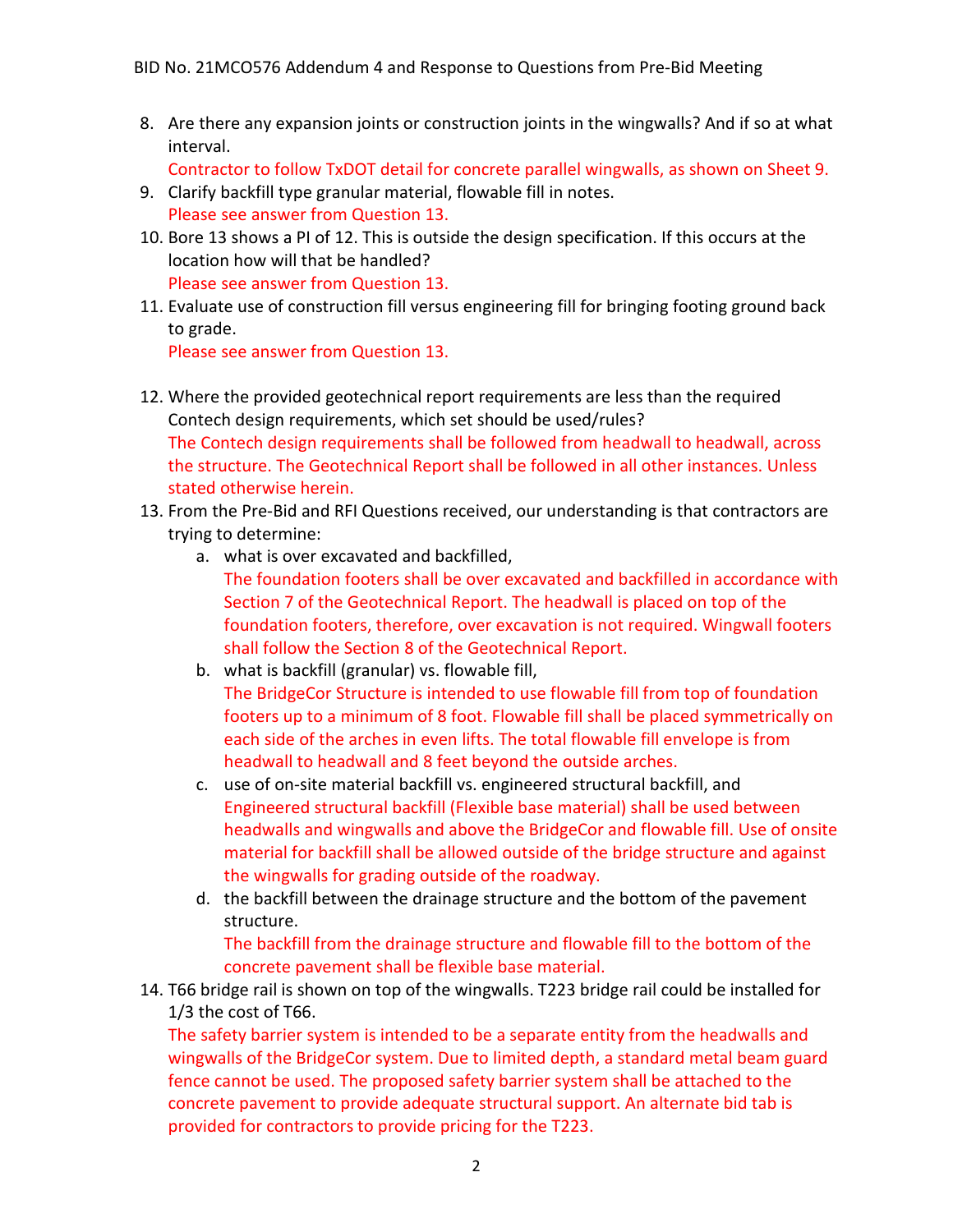8. Are there any expansion joints or construction joints in the wingwalls? And if so at what interval.
   Contractor to follow TxDOT detail for concrete parallel wingwalls, as shown on Sheet 9.
9. Clarify backfill type granular material, flowable fill in notes.
   Please see answer from Question 13.
10. Bore 13 shows a PI of 12. This is outside the design specification. If this occurs at the location how will that be handled?
    Please see answer from Question 13.
11. Evaluate use of construction fill versus engineering fill for bringing footing ground back to grade.
    Please see answer from Question 13.
12. Where the provided geotechnical report requirements are less than the required Contech design requirements, which set should be used/rules?
    The Contech design requirements shall be followed from headwall to headwall, across the structure. The Geotechnical Report shall be followed in all other instances. Unless stated otherwise herein.
13. From the Pre-Bid and RFI Questions received, our understanding is that contractors are trying to determine:
    a. what is over excavated and backfilled,
       The foundation footers shall be over excavated and backfilled in accordance with Section 7 of the Geotechnical Report. The headwall is placed on top of the foundation footers, therefore, over excavation is not required. Wingwall footers shall follow the Section 8 of the Geotechnical Report.
    b. what is backfill (granular) vs. flowable fill,
       The BridgeCor Structure is intended to use flowable fill from top of foundation footers up to a minimum of 8 foot. Flowable fill shall be placed symmetrically on each side of the arches in even lifts. The total flowable fill envelope is from headwall to headwall and 8 feet beyond the outside arches.
    c. use of on-site material backfill vs. engineered structural backfill, and
       Engineered structural backfill (Flexible base material) shall be used between headwalls and wingwalls and above the BridgeCor and flowable fill. Use of onsite material for backfill shall be allowed outside of the bridge structure and against the wingwalls for grading outside of the roadway.
    d. the backfill between the drainage structure and the bottom of the pavement structure.
       The backfill from the drainage structure and flowable fill to the bottom of the concrete pavement shall be flexible base material.
14. T66 bridge rail is shown on top of the wingwalls. T223 bridge rail could be installed for 1/3 the cost of T66.
    The safety barrier system is intended to be a separate entity from the headwalls and wingwalls of the BridgeCor system. Due to limited depth, a standard metal beam guard fence cannot be used. The proposed safety barrier system shall be attached to the concrete pavement to provide adequate structural support. An alternate bid tab is provided for contractors to provide pricing for the T223.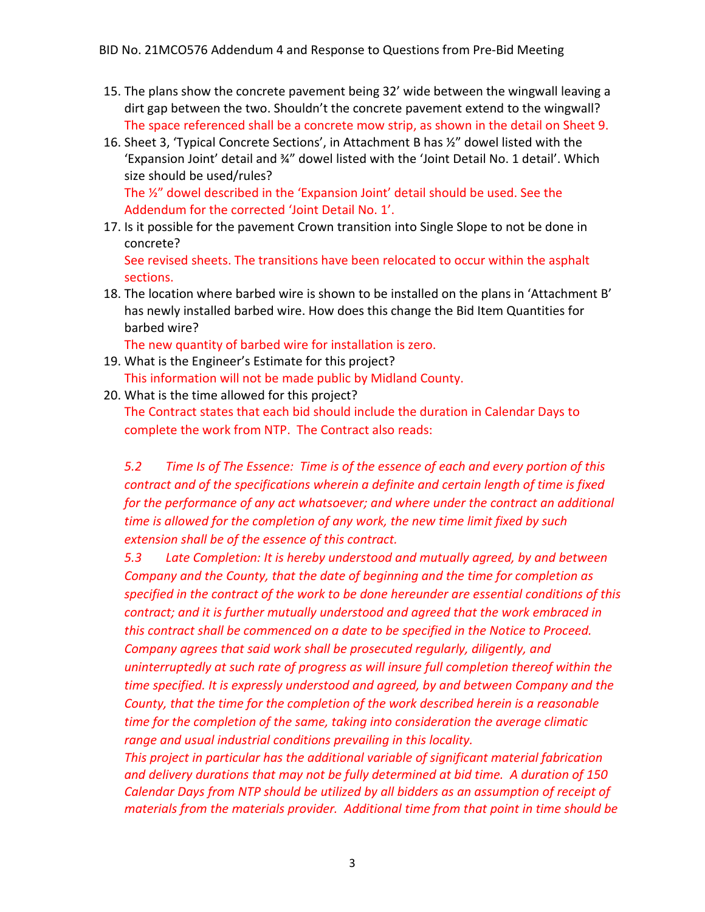15. The plans show the concrete pavement being 32' wide between the wingwall leaving a dirt gap between the two. Shouldn't the concrete pavement extend to the wingwall?
    The space referenced shall be a concrete mow strip, as shown in the detail on Sheet 9.
16. Sheet 3, 'Typical Concrete Sections', in Attachment B has ½" dowel listed with the 'Expansion Joint' detail and ¾" dowel listed with the 'Joint Detail No. 1 detail'. Which size should be used/rules?
    The ½" dowel described in the 'Expansion Joint' detail should be used. See the Addendum for the corrected 'Joint Detail No. 1'.
17. Is it possible for the pavement Crown transition into Single Slope to not be done in concrete?
    See revised sheets. The transitions have been relocated to occur within the asphalt sections.
18. The location where barbed wire is shown to be installed on the plans in 'Attachment B' has newly installed barbed wire. How does this change the Bid Item Quantities for barbed wire?
    The new quantity of barbed wire for installation is zero.
19. What is the Engineer's Estimate for this project?
    This information will not be made public by Midland County.
20. What is the time allowed for this project?
    The Contract states that each bid should include the duration in Calendar Days to complete the work from NTP. The Contract also reads:

    *5.2 Time Is of The Essence: Time is of the essence of each and every portion of this contract and of the specifications wherein a definite and certain length of time is fixed for the performance of any act whatsoever; and where under the contract an additional time is allowed for the completion of any work, the new time limit fixed by such extension shall be of the essence of this contract.*
    *5.3 Late Completion: It is hereby understood and mutually agreed, by and between Company and the County, that the date of beginning and the time for completion as specified in the contract of the work to be done hereunder are essential conditions of this contract; and it is further mutually understood and agreed that the work embraced in this contract shall be commenced on a date to be specified in the Notice to Proceed. Company agrees that said work shall be prosecuted regularly, diligently, and uninterruptedly at such rate of progress as will insure full completion thereof within the time specified. It is expressly understood and agreed, by and between Company and the County, that the time for the completion of the work described herein is a reasonable time for the completion of the same, taking into consideration the average climatic range and usual industrial conditions prevailing in this locality.*
    *This project in particular has the additional variable of significant material fabrication and delivery durations that may not be fully determined at bid time. A duration of 150 Calendar Days from NTP should be utilized by all bidders as an assumption of receipt of materials from the materials provider. Additional time from that point in time should be*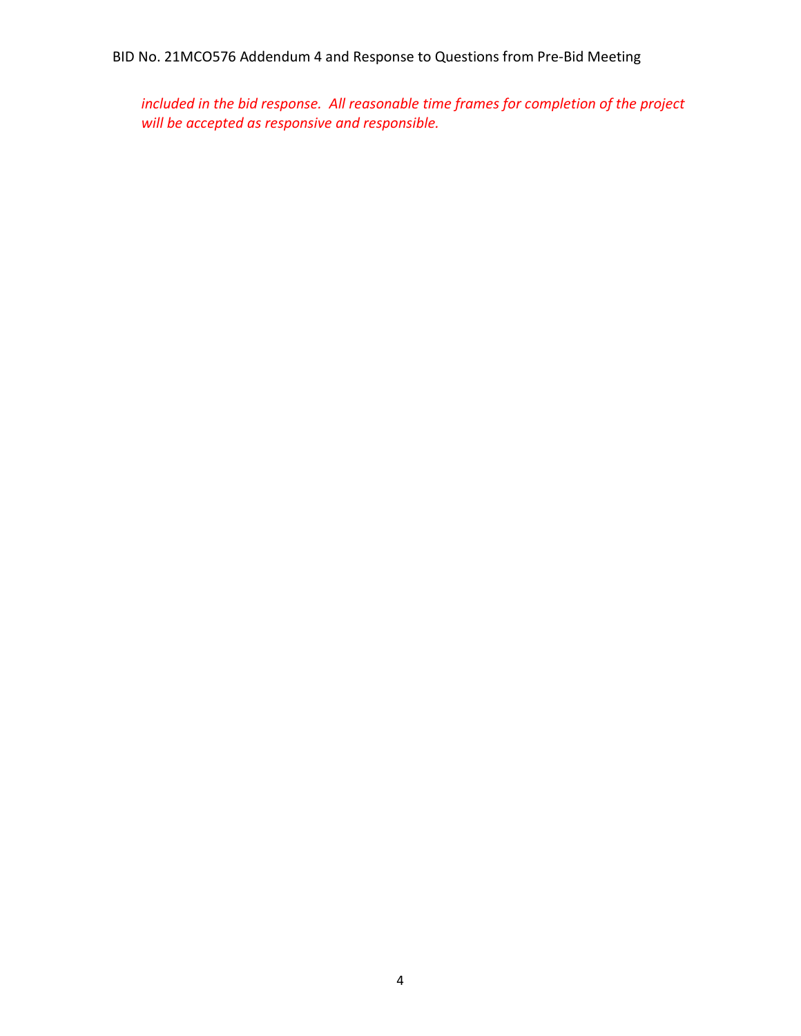*included in the bid response. All reasonable time frames for completion of the project will be accepted as responsive and responsible.*